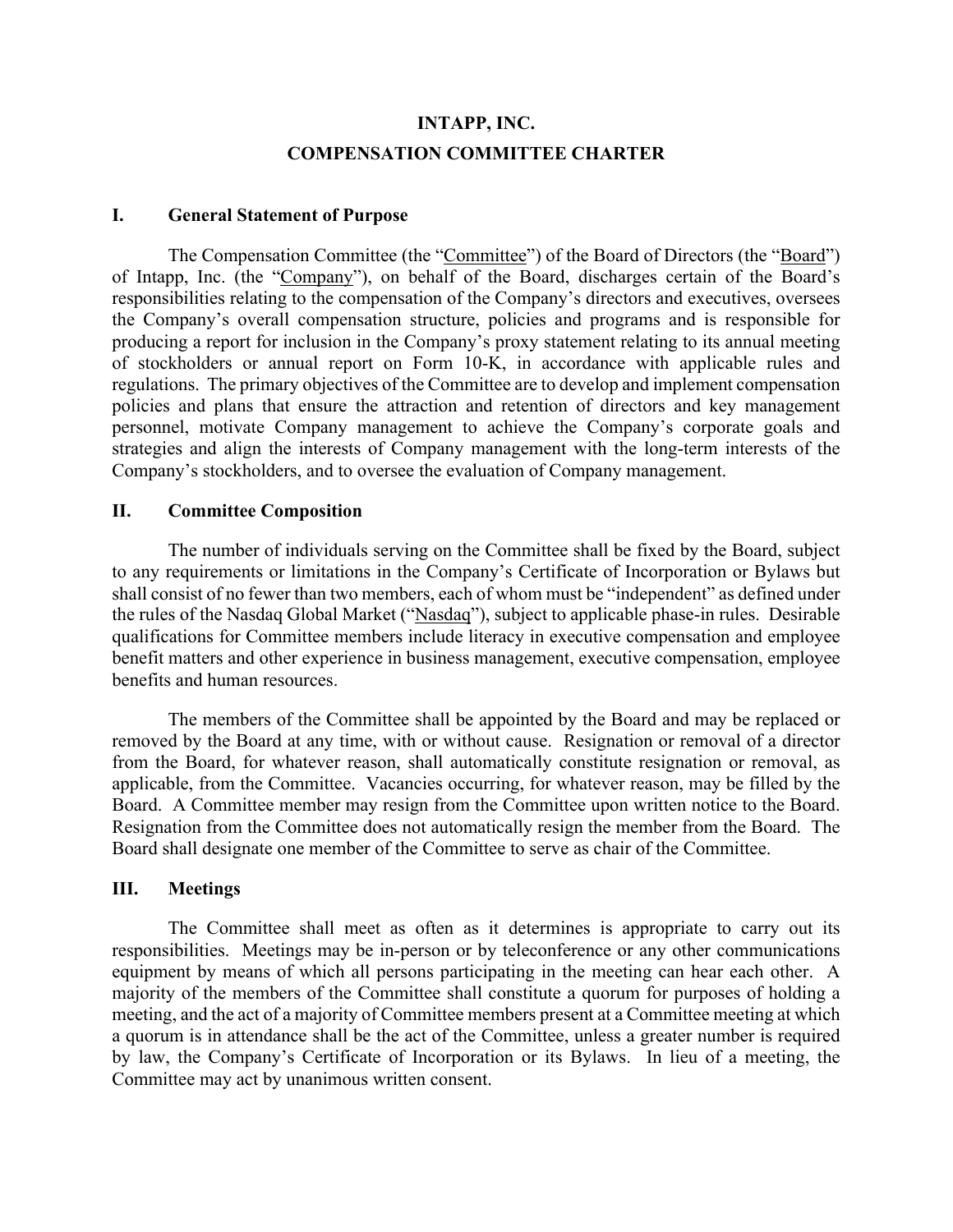# INTAPP, INC.

## COMPENSATION COMMITTEE CHARTER

### I. General Statement of Purpose

The Compensation Committee (the "Committee") of the Board of Directors (the "Board") of Intapp, Inc. (the "Company"), on behalf of the Board, discharges certain of the Board's responsibilities relating to the compensation of the Company's directors and executives, oversees the Company's overall compensation structure, policies and programs and is responsible for producing a report for inclusion in the Company's proxy statement relating to its annual meeting of stockholders or annual report on Form 10-K, in accordance with applicable rules and regulations. The primary objectives of the Committee are to develop and implement compensation policies and plans that ensure the attraction and retention of directors and key management personnel, motivate Company management to achieve the Company's corporate goals and strategies and align the interests of Company management with the long-term interests of the Company's stockholders, and to oversee the evaluation of Company management.

### II. Committee Composition

The number of individuals serving on the Committee shall be fixed by the Board, subject to any requirements or limitations in the Company's Certificate of Incorporation or Bylaws but shall consist of no fewer than two members, each of whom must be "independent" as defined under the rules of the Nasdaq Global Market ("Nasdaq"), subject to applicable phase-in rules. Desirable qualifications for Committee members include literacy in executive compensation and employee benefit matters and other experience in business management, executive compensation, employee benefits and human resources.

The members of the Committee shall be appointed by the Board and may be replaced or removed by the Board at any time, with or without cause. Resignation or removal of a director from the Board, for whatever reason, shall automatically constitute resignation or removal, as applicable, from the Committee. Vacancies occurring, for whatever reason, may be filled by the Board. A Committee member may resign from the Committee upon written notice to the Board. Resignation from the Committee does not automatically resign the member from the Board. The Board shall designate one member of the Committee to serve as chair of the Committee.

### III. Meetings

The Committee shall meet as often as it determines is appropriate to carry out its responsibilities. Meetings may be in-person or by teleconference or any other communications equipment by means of which all persons participating in the meeting can hear each other. A majority of the members of the Committee shall constitute a quorum for purposes of holding a meeting, and the act of a majority of Committee members present at a Committee meeting at which a quorum is in attendance shall be the act of the Committee, unless a greater number is required by law, the Company's Certificate of Incorporation or its Bylaws. In lieu of a meeting, the Committee may act by unanimous written consent.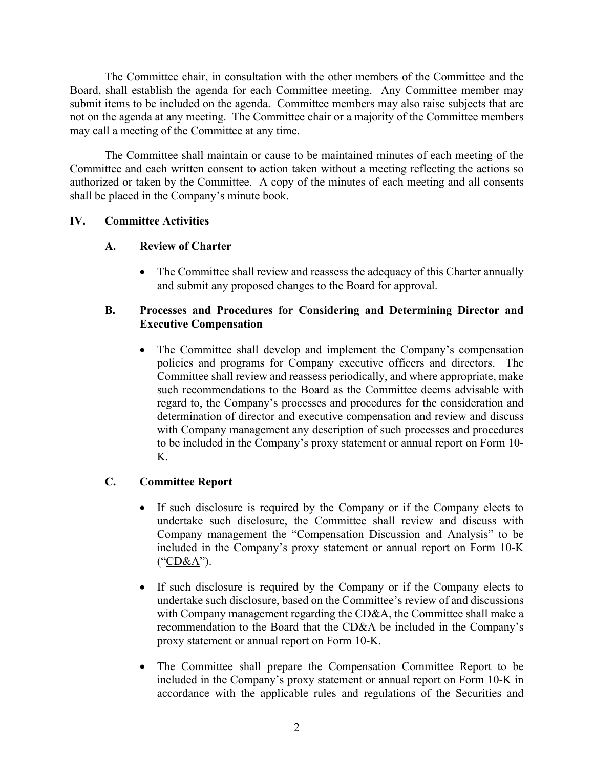The Committee chair, in consultation with the other members of the Committee and the Board, shall establish the agenda for each Committee meeting. Any Committee member may submit items to be included on the agenda. Committee members may also raise subjects that are not on the agenda at any meeting. The Committee chair or a majority of the Committee members may call a meeting of the Committee at any time.

The Committee shall maintain or cause to be maintained minutes of each meeting of the Committee and each written consent to action taken without a meeting reflecting the actions so authorized or taken by the Committee. A copy of the minutes of each meeting and all consents shall be placed in the Company's minute book.

## IV. Committee Activities

### A. Review of Charter

- The Committee shall review and reassess the adequacy of this Charter annually and submit any proposed changes to the Board for approval.

### B. Processes and Procedures for Considering and Determining Director and Executive Compensation

- The Committee shall develop and implement the Company's compensation policies and programs for Company executive officers and directors. The Committee shall review and reassess periodically, and where appropriate, make such recommendations to the Board as the Committee deems advisable with regard to, the Company's processes and procedures for the consideration and determination of director and executive compensation and review and discuss with Company management any description of such processes and procedures to be included in the Company's proxy statement or annual report on Form 10-K.

### C. Committee Report

- If such disclosure is required by the Company or if the Company elects to undertake such disclosure, the Committee shall review and discuss with Company management the "Compensation Discussion and Analysis" to be included in the Company's proxy statement or annual report on Form 10-K ("CD&A").

- If such disclosure is required by the Company or if the Company elects to undertake such disclosure, based on the Committee's review of and discussions with Company management regarding the CD&A, the Committee shall make a recommendation to the Board that the CD&A be included in the Company's proxy statement or annual report on Form 10-K.

- The Committee shall prepare the Compensation Committee Report to be included in the Company's proxy statement or annual report on Form 10-K in accordance with the applicable rules and regulations of the Securities and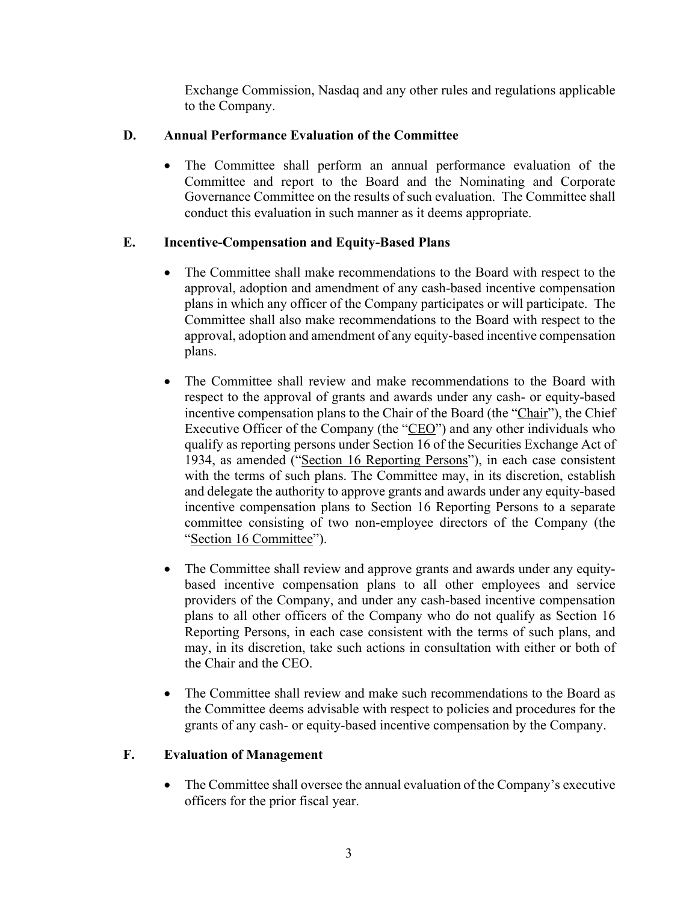Exchange Commission, Nasdaq and any other rules and regulations applicable to the Company.

### D. Annual Performance Evaluation of the Committee

- The Committee shall perform an annual performance evaluation of the Committee and report to the Board and the Nominating and Corporate Governance Committee on the results of such evaluation. The Committee shall conduct this evaluation in such manner as it deems appropriate.

### E. Incentive-Compensation and Equity-Based Plans

- The Committee shall make recommendations to the Board with respect to the approval, adoption and amendment of any cash-based incentive compensation plans in which any officer of the Company participates or will participate. The Committee shall also make recommendations to the Board with respect to the approval, adoption and amendment of any equity-based incentive compensation plans.

- The Committee shall review and make recommendations to the Board with respect to the approval of grants and awards under any cash- or equity-based incentive compensation plans to the Chair of the Board (the "Chair"), the Chief Executive Officer of the Company (the "CEO") and any other individuals who qualify as reporting persons under Section 16 of the Securities Exchange Act of 1934, as amended ("Section 16 Reporting Persons"), in each case consistent with the terms of such plans. The Committee may, in its discretion, establish and delegate the authority to approve grants and awards under any equity-based incentive compensation plans to Section 16 Reporting Persons to a separate committee consisting of two non-employee directors of the Company (the "Section 16 Committee").

- The Committee shall review and approve grants and awards under any equity-based incentive compensation plans to all other employees and service providers of the Company, and under any cash-based incentive compensation plans to all other officers of the Company who do not qualify as Section 16 Reporting Persons, in each case consistent with the terms of such plans, and may, in its discretion, take such actions in consultation with either or both of the Chair and the CEO.

- The Committee shall review and make such recommendations to the Board as the Committee deems advisable with respect to policies and procedures for the grants of any cash- or equity-based incentive compensation by the Company.

### F. Evaluation of Management

- The Committee shall oversee the annual evaluation of the Company's executive officers for the prior fiscal year.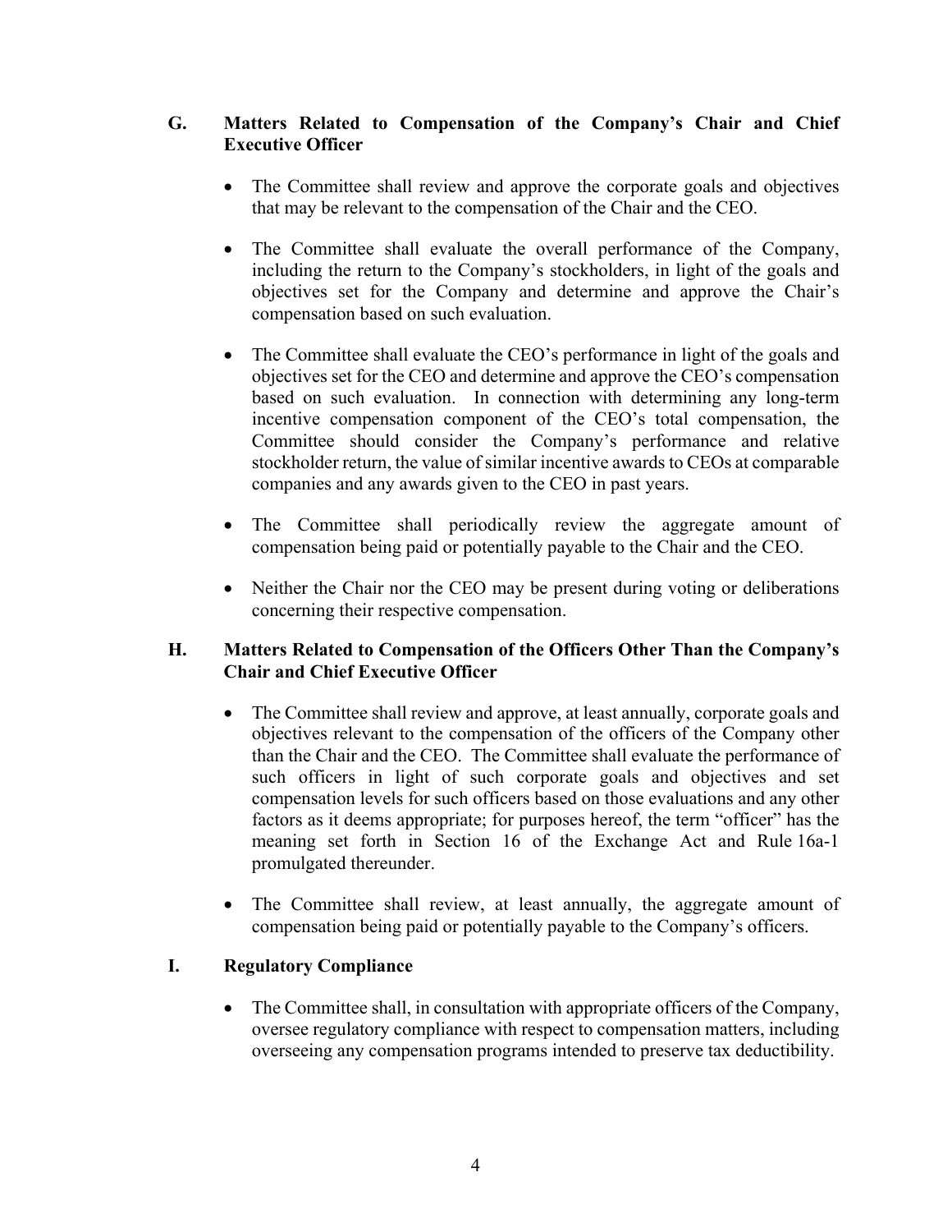### G. Matters Related to Compensation of the Company's Chair and Chief Executive Officer

- The Committee shall review and approve the corporate goals and objectives that may be relevant to the compensation of the Chair and the CEO.

- The Committee shall evaluate the overall performance of the Company, including the return to the Company's stockholders, in light of the goals and objectives set for the Company and determine and approve the Chair's compensation based on such evaluation.

- The Committee shall evaluate the CEO's performance in light of the goals and objectives set for the CEO and determine and approve the CEO's compensation based on such evaluation. In connection with determining any long-term incentive compensation component of the CEO's total compensation, the Committee should consider the Company's performance and relative stockholder return, the value of similar incentive awards to CEOs at comparable companies and any awards given to the CEO in past years.

- The Committee shall periodically review the aggregate amount of compensation being paid or potentially payable to the Chair and the CEO.

- Neither the Chair nor the CEO may be present during voting or deliberations concerning their respective compensation.

### H. Matters Related to Compensation of the Officers Other Than the Company's Chair and Chief Executive Officer

- The Committee shall review and approve, at least annually, corporate goals and objectives relevant to the compensation of the officers of the Company other than the Chair and the CEO. The Committee shall evaluate the performance of such officers in light of such corporate goals and objectives and set compensation levels for such officers based on those evaluations and any other factors as it deems appropriate; for purposes hereof, the term "officer" has the meaning set forth in Section 16 of the Exchange Act and Rule 16a-1 promulgated thereunder.

- The Committee shall review, at least annually, the aggregate amount of compensation being paid or potentially payable to the Company's officers.

### I. Regulatory Compliance

- The Committee shall, in consultation with appropriate officers of the Company, oversee regulatory compliance with respect to compensation matters, including overseeing any compensation programs intended to preserve tax deductibility.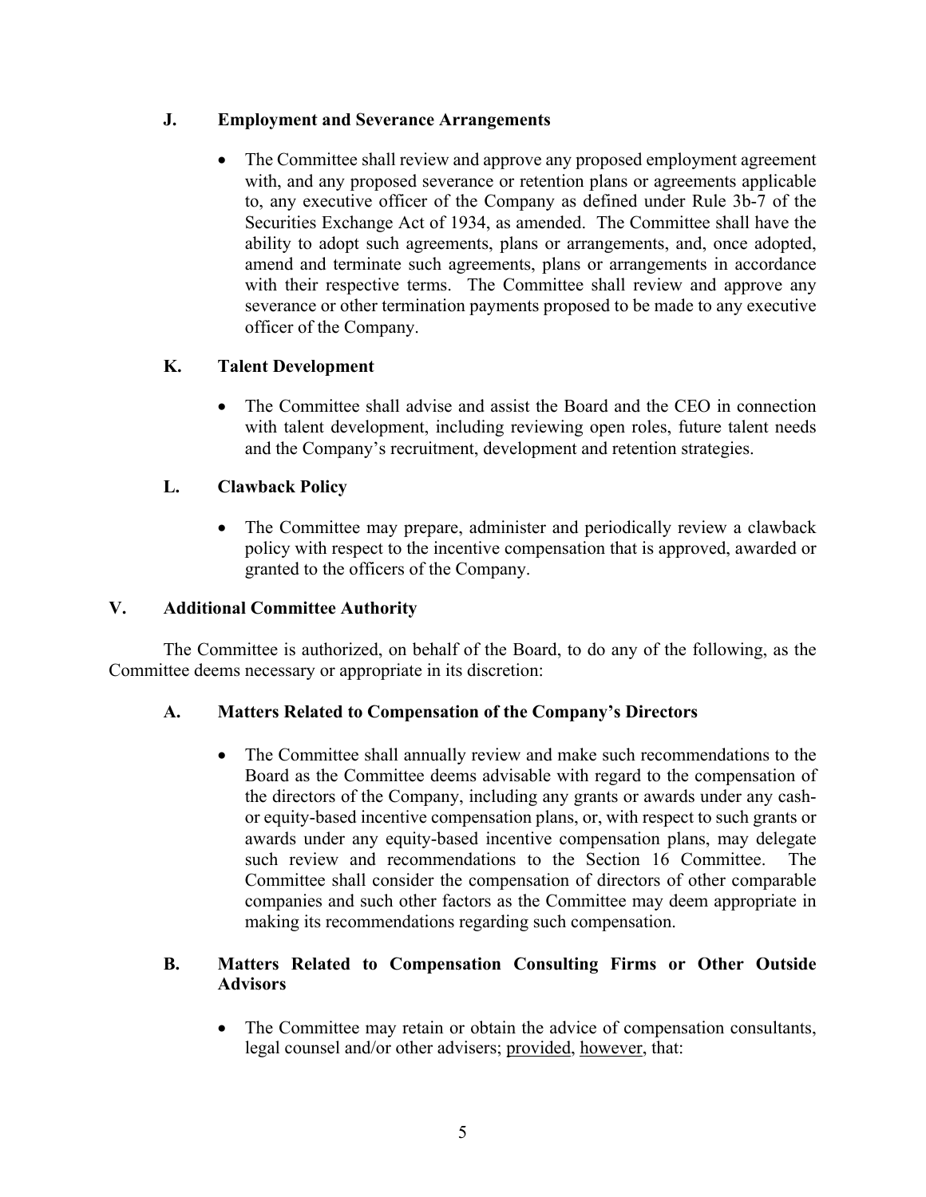### J. Employment and Severance Arrangements

- The Committee shall review and approve any proposed employment agreement with, and any proposed severance or retention plans or agreements applicable to, any executive officer of the Company as defined under Rule 3b-7 of the Securities Exchange Act of 1934, as amended. The Committee shall have the ability to adopt such agreements, plans or arrangements, and, once adopted, amend and terminate such agreements, plans or arrangements in accordance with their respective terms. The Committee shall review and approve any severance or other termination payments proposed to be made to any executive officer of the Company.

### K. Talent Development

- The Committee shall advise and assist the Board and the CEO in connection with talent development, including reviewing open roles, future talent needs and the Company's recruitment, development and retention strategies.

### L. Clawback Policy

- The Committee may prepare, administer and periodically review a clawback policy with respect to the incentive compensation that is approved, awarded or granted to the officers of the Company.

## V. Additional Committee Authority

The Committee is authorized, on behalf of the Board, to do any of the following, as the Committee deems necessary or appropriate in its discretion:

### A. Matters Related to Compensation of the Company's Directors

- The Committee shall annually review and make such recommendations to the Board as the Committee deems advisable with regard to the compensation of the directors of the Company, including any grants or awards under any cash- or equity-based incentive compensation plans, or, with respect to such grants or awards under any equity-based incentive compensation plans, may delegate such review and recommendations to the Section 16 Committee. The Committee shall consider the compensation of directors of other comparable companies and such other factors as the Committee may deem appropriate in making its recommendations regarding such compensation.

### B. Matters Related to Compensation Consulting Firms or Other Outside Advisors

- The Committee may retain or obtain the advice of compensation consultants, legal counsel and/or other advisers; provided, however, that: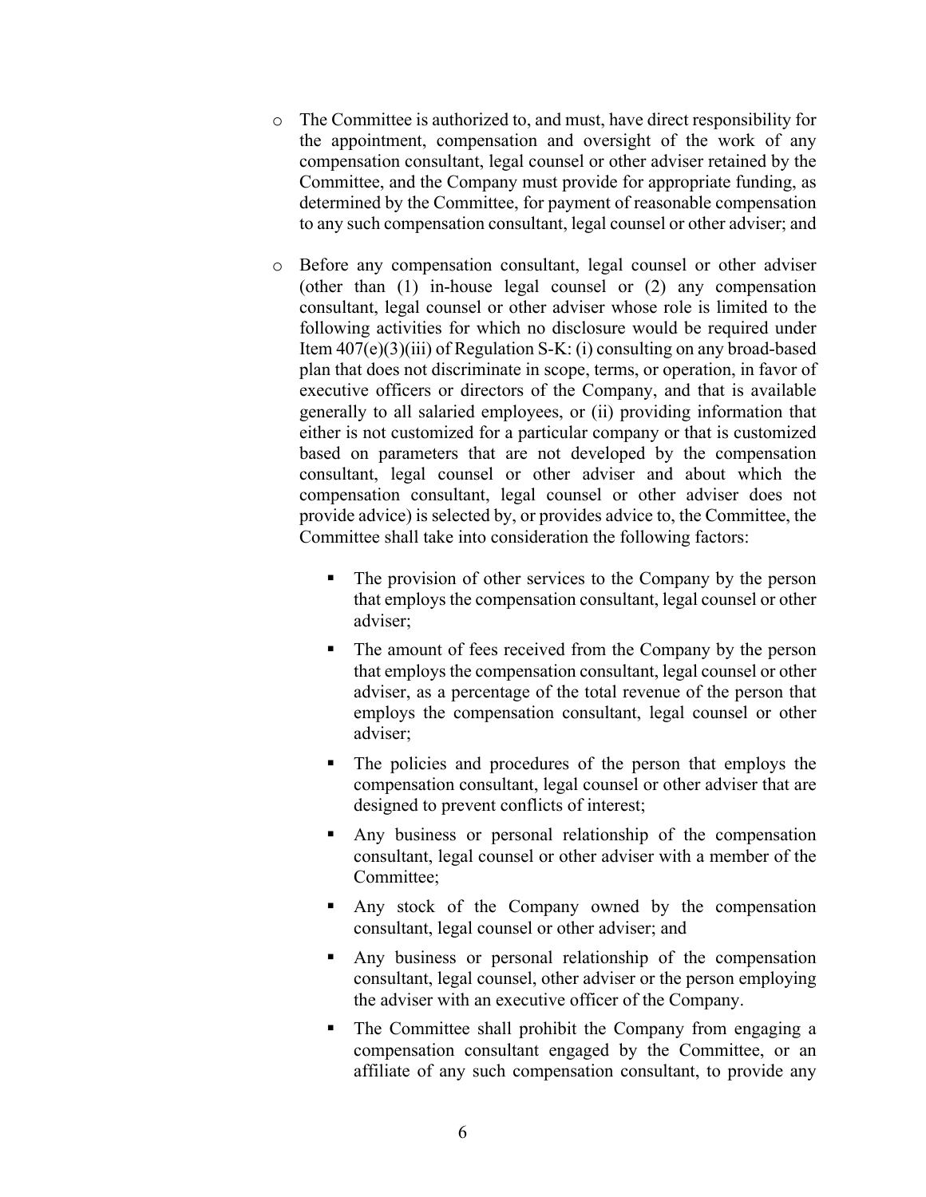- The Committee is authorized to, and must, have direct responsibility for the appointment, compensation and oversight of the work of any compensation consultant, legal counsel or other adviser retained by the Committee, and the Company must provide for appropriate funding, as determined by the Committee, for payment of reasonable compensation to any such compensation consultant, legal counsel or other adviser; and

- Before any compensation consultant, legal counsel or other adviser (other than (1) in-house legal counsel or (2) any compensation consultant, legal counsel or other adviser whose role is limited to the following activities for which no disclosure would be required under Item 407(e)(3)(iii) of Regulation S-K: (i) consulting on any broad-based plan that does not discriminate in scope, terms, or operation, in favor of executive officers or directors of the Company, and that is available generally to all salaried employees, or (ii) providing information that either is not customized for a particular company or that is customized based on parameters that are not developed by the compensation consultant, legal counsel or other adviser and about which the compensation consultant, legal counsel or other adviser does not provide advice) is selected by, or provides advice to, the Committee, the Committee shall take into consideration the following factors:

  - The provision of other services to the Company by the person that employs the compensation consultant, legal counsel or other adviser;

  - The amount of fees received from the Company by the person that employs the compensation consultant, legal counsel or other adviser, as a percentage of the total revenue of the person that employs the compensation consultant, legal counsel or other adviser;

  - The policies and procedures of the person that employs the compensation consultant, legal counsel or other adviser that are designed to prevent conflicts of interest;

  - Any business or personal relationship of the compensation consultant, legal counsel or other adviser with a member of the Committee;

  - Any stock of the Company owned by the compensation consultant, legal counsel or other adviser; and

  - Any business or personal relationship of the compensation consultant, legal counsel, other adviser or the person employing the adviser with an executive officer of the Company.

  - The Committee shall prohibit the Company from engaging a compensation consultant engaged by the Committee, or an affiliate of any such compensation consultant, to provide any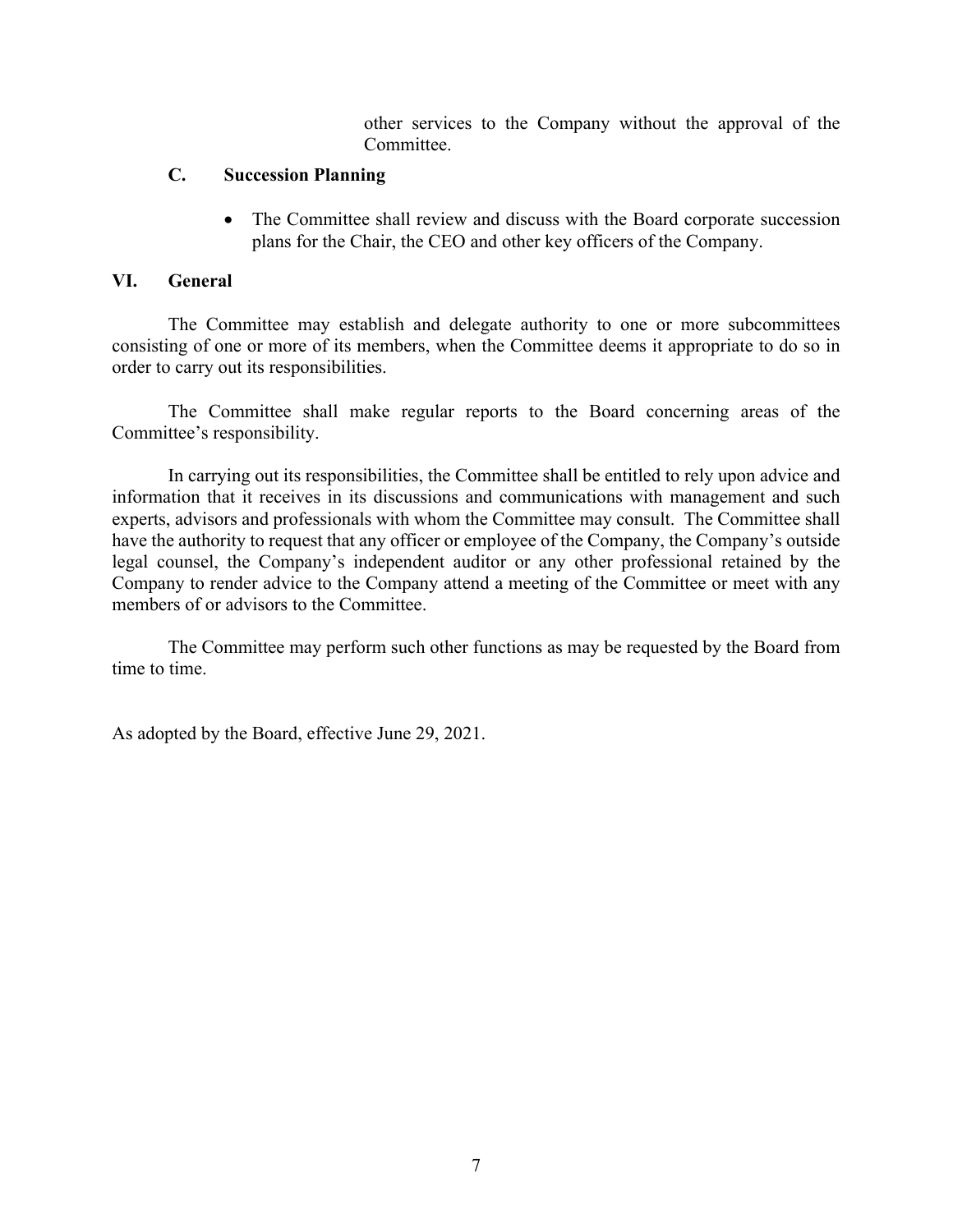other services to the Company without the approval of the Committee.

### C. Succession Planning

- The Committee shall review and discuss with the Board corporate succession plans for the Chair, the CEO and other key officers of the Company.

## VI. General

The Committee may establish and delegate authority to one or more subcommittees consisting of one or more of its members, when the Committee deems it appropriate to do so in order to carry out its responsibilities.

The Committee shall make regular reports to the Board concerning areas of the Committee's responsibility.

In carrying out its responsibilities, the Committee shall be entitled to rely upon advice and information that it receives in its discussions and communications with management and such experts, advisors and professionals with whom the Committee may consult. The Committee shall have the authority to request that any officer or employee of the Company, the Company's outside legal counsel, the Company's independent auditor or any other professional retained by the Company to render advice to the Company attend a meeting of the Committee or meet with any members of or advisors to the Committee.

The Committee may perform such other functions as may be requested by the Board from time to time.

As adopted by the Board, effective June 29, 2021.